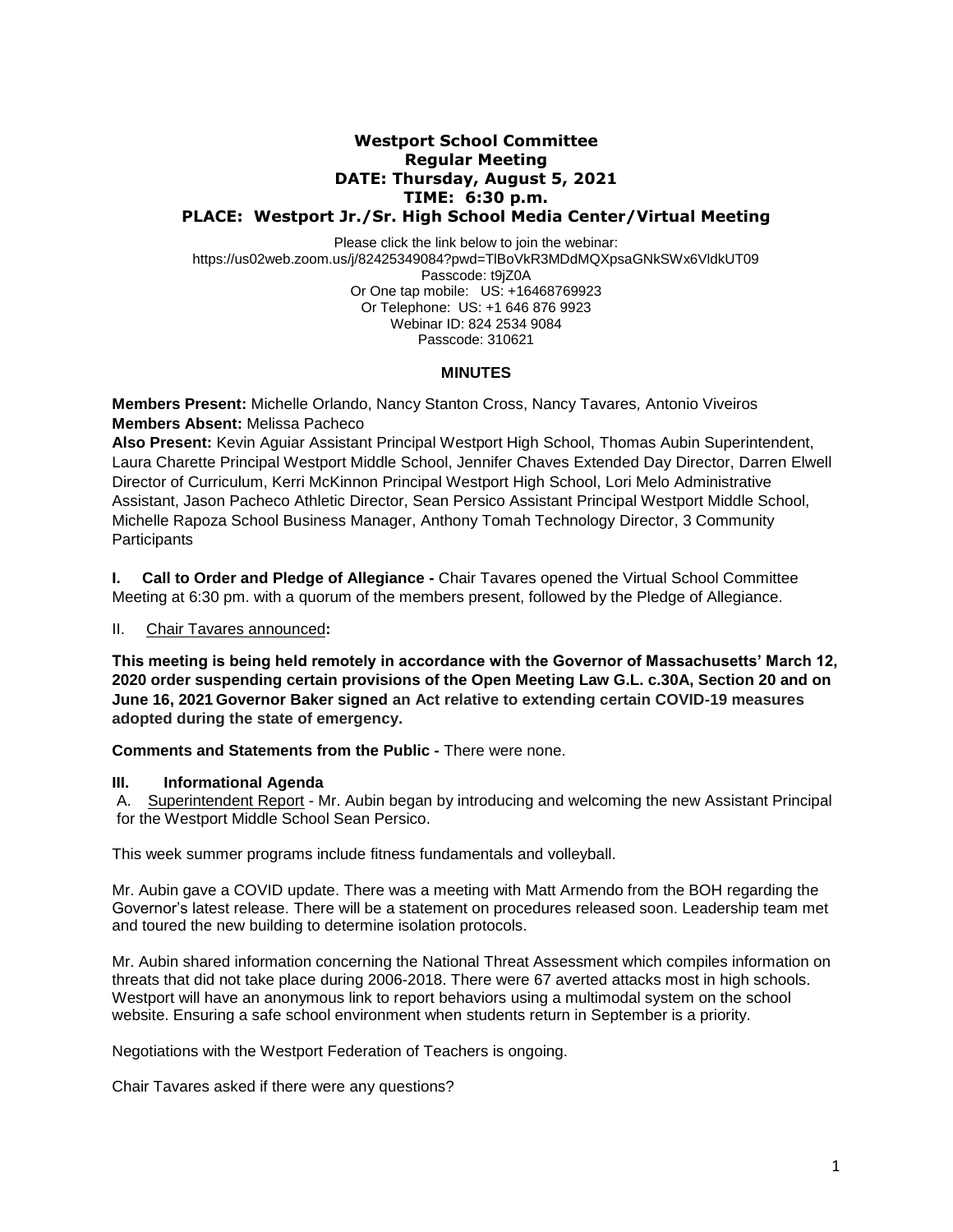# Westport School Committee
## Regular Meeting
### DATE: Thursday, August 5, 2021
### TIME: 6:30 p.m.
### PLACE: Westport Jr./Sr. High School Media Center/Virtual Meeting

Please click the link below to join the webinar:
https://us02web.zoom.us/j/82425349084?pwd=TlBoVkR3MDdMQXpsaGNkSWx6VldkUT09
Passcode: t9jZ0A
Or One tap mobile: US: +16468769923
Or Telephone: US: +1 646 876 9923
Webinar ID: 824 2534 9084
Passcode: 310621

## MINUTES

**Members Present:** Michelle Orlando, Nancy Stanton Cross, Nancy Tavares, Antonio Viveiros
**Members Absent:** Melissa Pacheco
**Also Present:** Kevin Aguiar Assistant Principal Westport High School, Thomas Aubin Superintendent, Laura Charette Principal Westport Middle School, Jennifer Chaves Extended Day Director, Darren Elwell Director of Curriculum, Kerri McKinnon Principal Westport High School, Lori Melo Administrative Assistant, Jason Pacheco Athletic Director, Sean Persico Assistant Principal Westport Middle School, Michelle Rapoza School Business Manager, Anthony Tomah Technology Director, 3 Community Participants

**I. Call to Order and Pledge of Allegiance -** Chair Tavares opened the Virtual School Committee Meeting at 6:30 pm. with a quorum of the members present, followed by the Pledge of Allegiance.

II. Chair Tavares announced**:**

**This meeting is being held remotely in accordance with the Governor of Massachusetts' March 12, 2020 order suspending certain provisions of the Open Meeting Law G.L. c.30A, Section 20 and on June 16, 2021 Governor Baker signed an Act relative to extending certain COVID-19 measures adopted during the state of emergency.**

**Comments and Statements from the Public -** There were none.

**III. Informational Agenda**

A. Superintendent Report - Mr. Aubin began by introducing and welcoming the new Assistant Principal for the Westport Middle School Sean Persico.

This week summer programs include fitness fundamentals and volleyball.

Mr. Aubin gave a COVID update. There was a meeting with Matt Armendo from the BOH regarding the Governor's latest release. There will be a statement on procedures released soon. Leadership team met and toured the new building to determine isolation protocols.

Mr. Aubin shared information concerning the National Threat Assessment which compiles information on threats that did not take place during 2006-2018. There were 67 averted attacks most in high schools. Westport will have an anonymous link to report behaviors using a multimodal system on the school website. Ensuring a safe school environment when students return in September is a priority.

Negotiations with the Westport Federation of Teachers is ongoing.

Chair Tavares asked if there were any questions?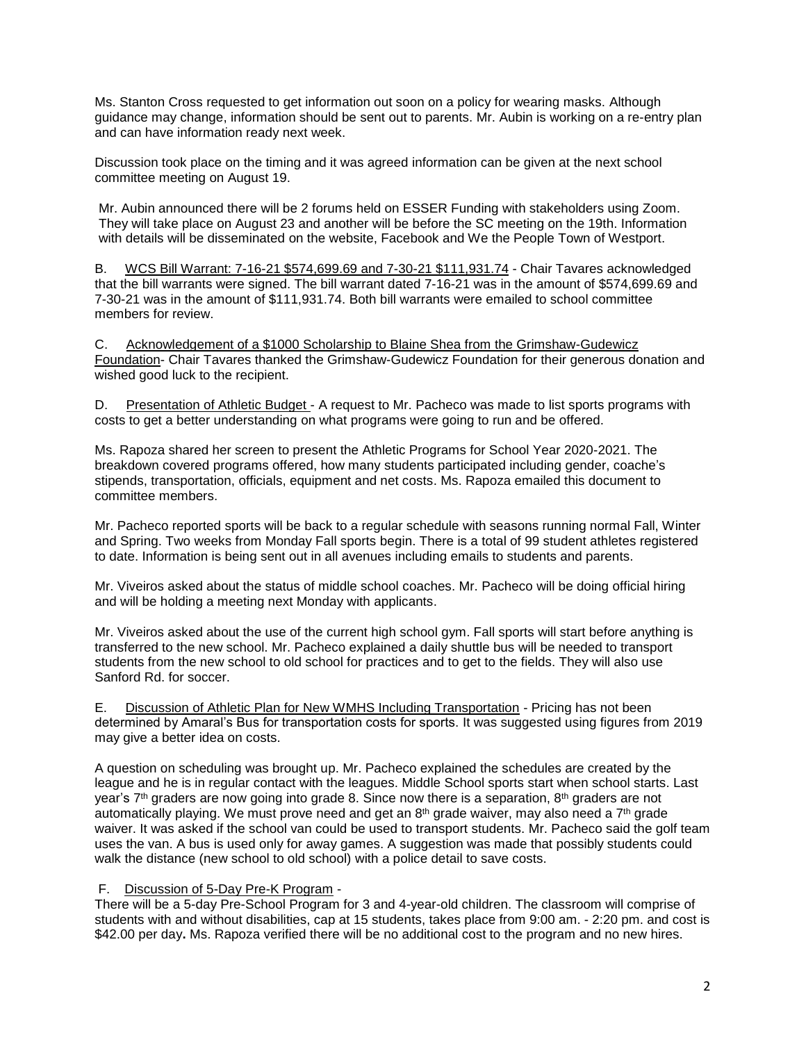Ms. Stanton Cross requested to get information out soon on a policy for wearing masks. Although guidance may change, information should be sent out to parents. Mr. Aubin is working on a re-entry plan and can have information ready next week.

Discussion took place on the timing and it was agreed information can be given at the next school committee meeting on August 19.

Mr. Aubin announced there will be 2 forums held on ESSER Funding with stakeholders using Zoom. They will take place on August 23 and another will be before the SC meeting on the 19th. Information with details will be disseminated on the website, Facebook and We the People Town of Westport.

B. WCS Bill Warrant: 7-16-21 $574,699.69 and 7-30-21 $111,931.74 - Chair Tavares acknowledged that the bill warrants were signed. The bill warrant dated 7-16-21 was in the amount of $574,699.69 and 7-30-21 was in the amount of $111,931.74. Both bill warrants were emailed to school committee members for review.

C. Acknowledgement of a $1000 Scholarship to Blaine Shea from the Grimshaw-Gudewicz Foundation- Chair Tavares thanked the Grimshaw-Gudewicz Foundation for their generous donation and wished good luck to the recipient.

D. Presentation of Athletic Budget - A request to Mr. Pacheco was made to list sports programs with costs to get a better understanding on what programs were going to run and be offered.

Ms. Rapoza shared her screen to present the Athletic Programs for School Year 2020-2021. The breakdown covered programs offered, how many students participated including gender, coache's stipends, transportation, officials, equipment and net costs. Ms. Rapoza emailed this document to committee members.

Mr. Pacheco reported sports will be back to a regular schedule with seasons running normal Fall, Winter and Spring. Two weeks from Monday Fall sports begin. There is a total of 99 student athletes registered to date. Information is being sent out in all avenues including emails to students and parents.

Mr. Viveiros asked about the status of middle school coaches. Mr. Pacheco will be doing official hiring and will be holding a meeting next Monday with applicants.

Mr. Viveiros asked about the use of the current high school gym. Fall sports will start before anything is transferred to the new school. Mr. Pacheco explained a daily shuttle bus will be needed to transport students from the new school to old school for practices and to get to the fields. They will also use Sanford Rd. for soccer.

E. Discussion of Athletic Plan for New WMHS Including Transportation - Pricing has not been determined by Amaral's Bus for transportation costs for sports. It was suggested using figures from 2019 may give a better idea on costs.

A question on scheduling was brought up. Mr. Pacheco explained the schedules are created by the league and he is in regular contact with the leagues. Middle School sports start when school starts. Last year's 7th graders are now going into grade 8. Since now there is a separation, 8th graders are not automatically playing. We must prove need and get an 8th grade waiver, may also need a 7th grade waiver. It was asked if the school van could be used to transport students. Mr. Pacheco said the golf team uses the van. A bus is used only for away games. A suggestion was made that possibly students could walk the distance (new school to old school) with a police detail to save costs.

F. Discussion of 5-Day Pre-K Program -
There will be a 5-day Pre-School Program for 3 and 4-year-old children. The classroom will comprise of students with and without disabilities, cap at 15 students, takes place from 9:00 am. - 2:20 pm. and cost is $42.00 per day**.** Ms. Rapoza verified there will be no additional cost to the program and no new hires.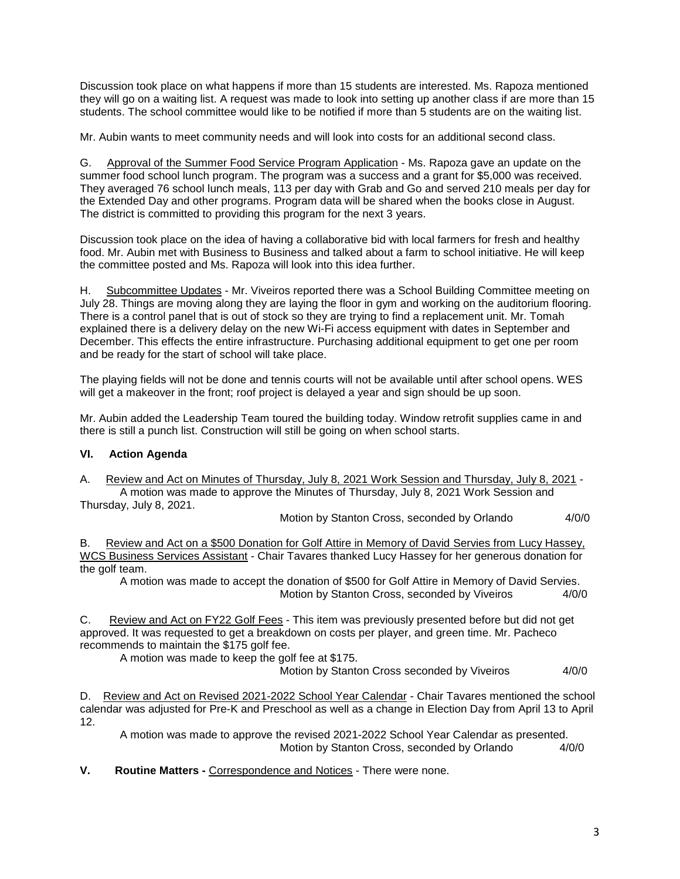Discussion took place on what happens if more than 15 students are interested. Ms. Rapoza mentioned they will go on a waiting list. A request was made to look into setting up another class if are more than 15 students. The school committee would like to be notified if more than 5 students are on the waiting list.

Mr. Aubin wants to meet community needs and will look into costs for an additional second class.

G. Approval of the Summer Food Service Program Application - Ms. Rapoza gave an update on the summer food school lunch program. The program was a success and a grant for $5,000 was received. They averaged 76 school lunch meals, 113 per day with Grab and Go and served 210 meals per day for the Extended Day and other programs. Program data will be shared when the books close in August. The district is committed to providing this program for the next 3 years.

Discussion took place on the idea of having a collaborative bid with local farmers for fresh and healthy food. Mr. Aubin met with Business to Business and talked about a farm to school initiative. He will keep the committee posted and Ms. Rapoza will look into this idea further.

H. Subcommittee Updates - Mr. Viveiros reported there was a School Building Committee meeting on July 28. Things are moving along they are laying the floor in gym and working on the auditorium flooring. There is a control panel that is out of stock so they are trying to find a replacement unit. Mr. Tomah explained there is a delivery delay on the new Wi-Fi access equipment with dates in September and December. This effects the entire infrastructure. Purchasing additional equipment to get one per room and be ready for the start of school will take place.

The playing fields will not be done and tennis courts will not be available until after school opens. WES will get a makeover in the front; roof project is delayed a year and sign should be up soon.

Mr. Aubin added the Leadership Team toured the building today. Window retrofit supplies came in and there is still a punch list. Construction will still be going on when school starts.

## VI. Action Agenda

A. Review and Act on Minutes of Thursday, July 8, 2021 Work Session and Thursday, July 8, 2021 - A motion was made to approve the Minutes of Thursday, July 8, 2021 Work Session and Thursday, July 8, 2021.

Motion by Stanton Cross, seconded by Orlando 4/0/0

B. Review and Act on a $500 Donation for Golf Attire in Memory of David Servies from Lucy Hassey, WCS Business Services Assistant - Chair Tavares thanked Lucy Hassey for her generous donation for the golf team.

A motion was made to accept the donation of $500 for Golf Attire in Memory of David Servies.
Motion by Stanton Cross, seconded by Viveiros 4/0/0

C. Review and Act on FY22 Golf Fees - This item was previously presented before but did not get approved. It was requested to get a breakdown on costs per player, and green time. Mr. Pacheco recommends to maintain the $175 golf fee.

A motion was made to keep the golf fee at $175.
Motion by Stanton Cross seconded by Viveiros 4/0/0

D. Review and Act on Revised 2021-2022 School Year Calendar - Chair Tavares mentioned the school calendar was adjusted for Pre-K and Preschool as well as a change in Election Day from April 13 to April 12.

A motion was made to approve the revised 2021-2022 School Year Calendar as presented.
Motion by Stanton Cross, seconded by Orlando 4/0/0

**V. Routine Matters -** Correspondence and Notices - There were none.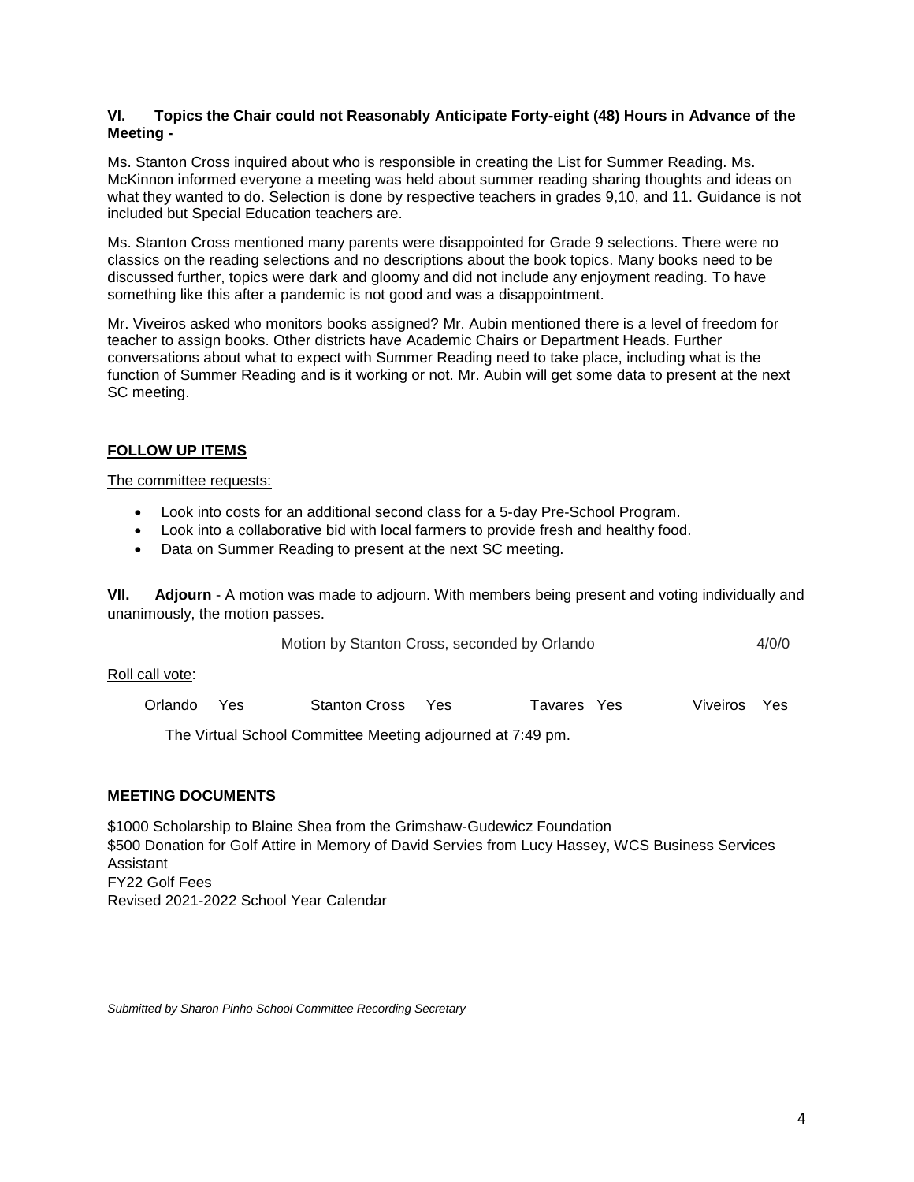**VI. Topics the Chair could not Reasonably Anticipate Forty-eight (48) Hours in Advance of the Meeting -**

Ms. Stanton Cross inquired about who is responsible in creating the List for Summer Reading. Ms. McKinnon informed everyone a meeting was held about summer reading sharing thoughts and ideas on what they wanted to do. Selection is done by respective teachers in grades 9,10, and 11. Guidance is not included but Special Education teachers are.

Ms. Stanton Cross mentioned many parents were disappointed for Grade 9 selections. There were no classics on the reading selections and no descriptions about the book topics. Many books need to be discussed further, topics were dark and gloomy and did not include any enjoyment reading. To have something like this after a pandemic is not good and was a disappointment.

Mr. Viveiros asked who monitors books assigned? Mr. Aubin mentioned there is a level of freedom for teacher to assign books. Other districts have Academic Chairs or Department Heads. Further conversations about what to expect with Summer Reading need to take place, including what is the function of Summer Reading and is it working or not. Mr. Aubin will get some data to present at the next SC meeting.

**FOLLOW UP ITEMS**

The committee requests:

- Look into costs for an additional second class for a 5-day Pre-School Program.
- Look into a collaborative bid with local farmers to provide fresh and healthy food.
- Data on Summer Reading to present at the next SC meeting.

**VII. Adjourn** - A motion was made to adjourn. With members being present and voting individually and unanimously, the motion passes.

Motion by Stanton Cross, seconded by Orlando 4/0/0

Roll call vote:

Orlando Yes Stanton Cross Yes Tavares Yes Viveiros Yes

The Virtual School Committee Meeting adjourned at 7:49 pm.

**MEETING DOCUMENTS**

$1000 Scholarship to Blaine Shea from the Grimshaw-Gudewicz Foundation
$500 Donation for Golf Attire in Memory of David Servies from Lucy Hassey, WCS Business Services Assistant
FY22 Golf Fees
Revised 2021-2022 School Year Calendar

*Submitted by Sharon Pinho School Committee Recording Secretary*